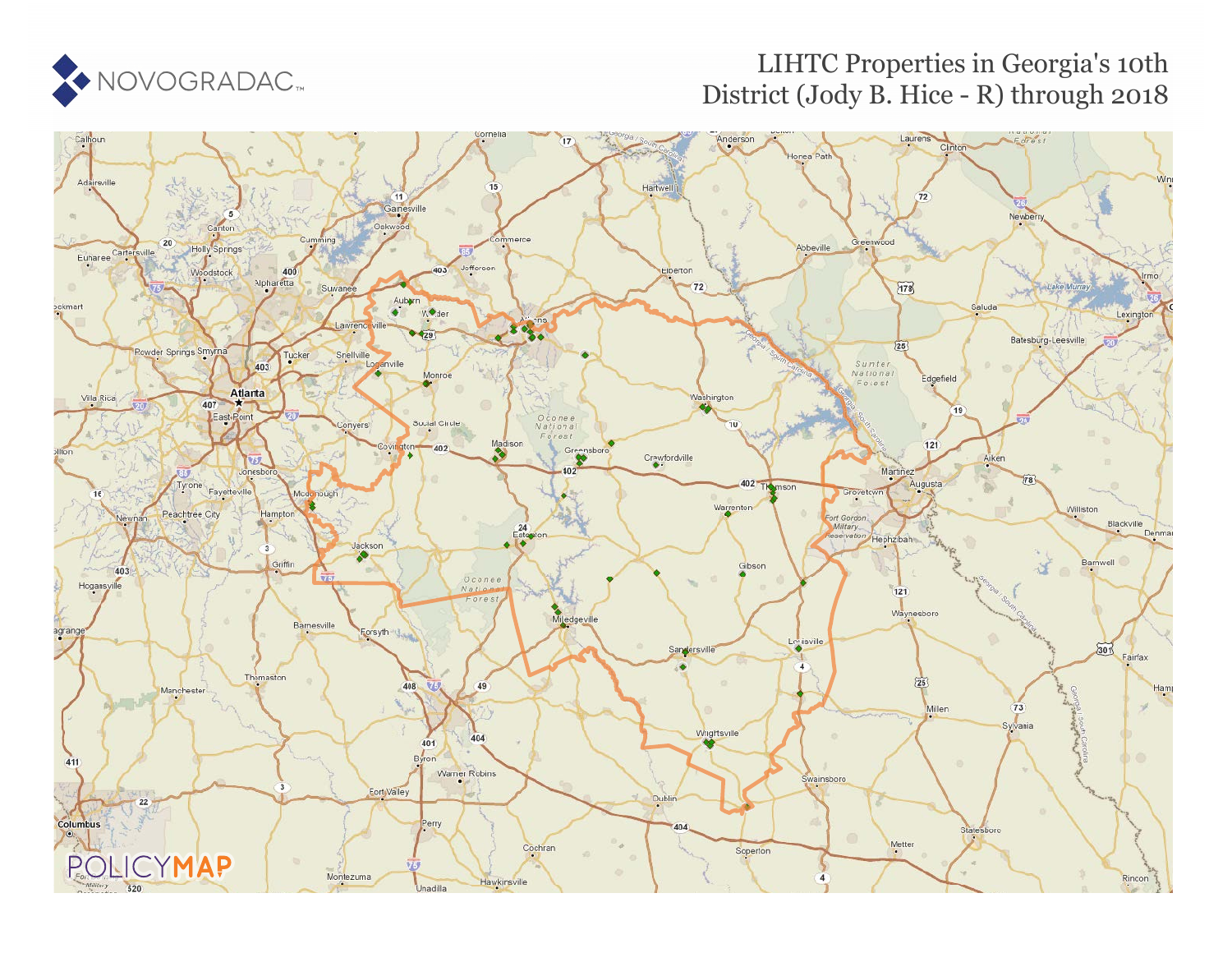NOVOGRADAC

# LIHTC Properties in Georgia's 10th District (Jody B. Hice - R) through 2018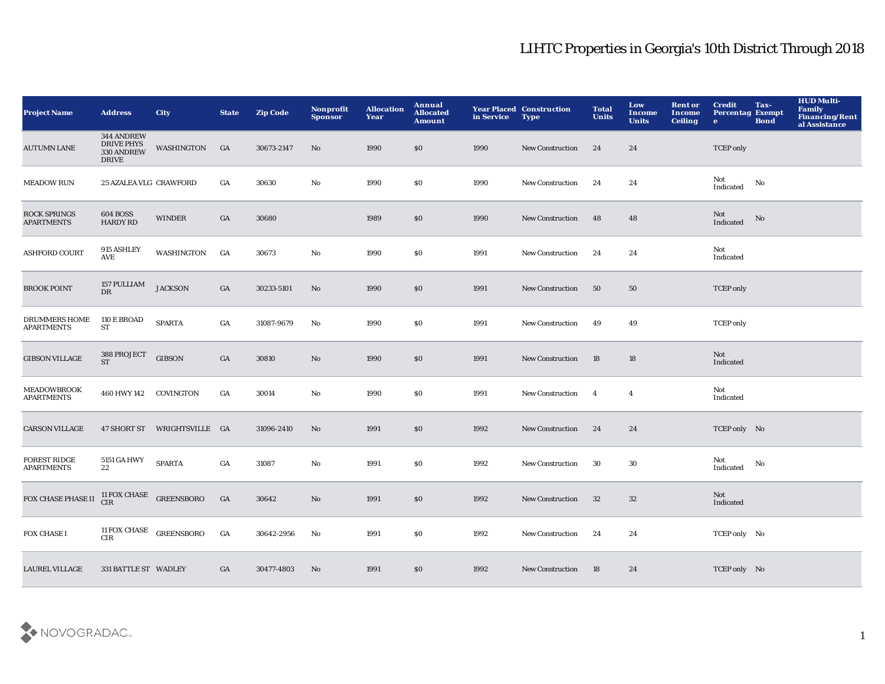# LIHTC Properties in Georgia's 10th District Through 2018

| Project Name | Address | City | State | Zip Code | Nonprofit Sponsor | Allocation Year | Annual Allocated Amount | Year Placed in Service | Construction Type | Total Units | Low Income Units | Rent or Income Ceiling | Credit Percentage | Tax-Exempt Bond | HUD Multi-Family Financing/Rental Assistance |
|---|---|---|---|---|---|---|---|---|---|---|---|---|---|---|---|
| AUTUMN LANE | 344 ANDREW DRIVE PHYS 330 ANDREW DRIVE | WASHINGTON | GA | 30673-2147 | No | 1990 | $0 | 1990 | New Construction | 24 | 24 | | TCEP only | | |
| MEADOW RUN | 25 AZALEA VLG | CRAWFORD | GA | 30630 | No | 1990 | $0 | 1990 | New Construction | 24 | 24 | | Not Indicated | No | |
| ROCK SPRINGS APARTMENTS | 604 BOSS HARDY RD | WINDER | GA | 30680 | | 1989 | $0 | 1990 | New Construction | 48 | 48 | | Not Indicated | No | |
| ASHFORD COURT | 915 ASHLEY AVE | WASHINGTON | GA | 30673 | No | 1990 | $0 | 1991 | New Construction | 24 | 24 | | Not Indicated | | |
| BROOK POINT | 157 PULLIAM DR | JACKSON | GA | 30233-5101 | No | 1990 | $0 | 1991 | New Construction | 50 | 50 | | TCEP only | | |
| DRUMMERS HOME APARTMENTS | 110 E BROAD ST | SPARTA | GA | 31087-9679 | No | 1990 | $0 | 1991 | New Construction | 49 | 49 | | TCEP only | | |
| GIBSON VILLAGE | 388 PROJECT ST | GIBSON | GA | 30810 | No | 1990 | $0 | 1991 | New Construction | 18 | 18 | | Not Indicated | | |
| MEADOWBROOK APARTMENTS | 460 HWY 142 | COVINGTON | GA | 30014 | No | 1990 | $0 | 1991 | New Construction | 4 | 4 | | Not Indicated | | |
| CARSON VILLAGE | 47 SHORT ST | WRIGHTSVILLE | GA | 31096-2410 | No | 1991 | $0 | 1992 | New Construction | 24 | 24 | | TCEP only | No | |
| FOREST RIDGE APARTMENTS | 5151 GA HWY 22 | SPARTA | GA | 31087 | No | 1991 | $0 | 1992 | New Construction | 30 | 30 | | Not Indicated | No | |
| FOX CHASE PHASE II | 11 FOX CHASE CIR | GREENSBORO | GA | 30642 | No | 1991 | $0 | 1992 | New Construction | 32 | 32 | | Not Indicated | | |
| FOX CHASE I | 11 FOX CHASE CIR | GREENSBORO | GA | 30642-2956 | No | 1991 | $0 | 1992 | New Construction | 24 | 24 | | TCEP only | No | |
| LAUREL VILLAGE | 331 BATTLE ST | WADLEY | GA | 30477-4803 | No | 1991 | $0 | 1992 | New Construction | 18 | 24 | | TCEP only | No | |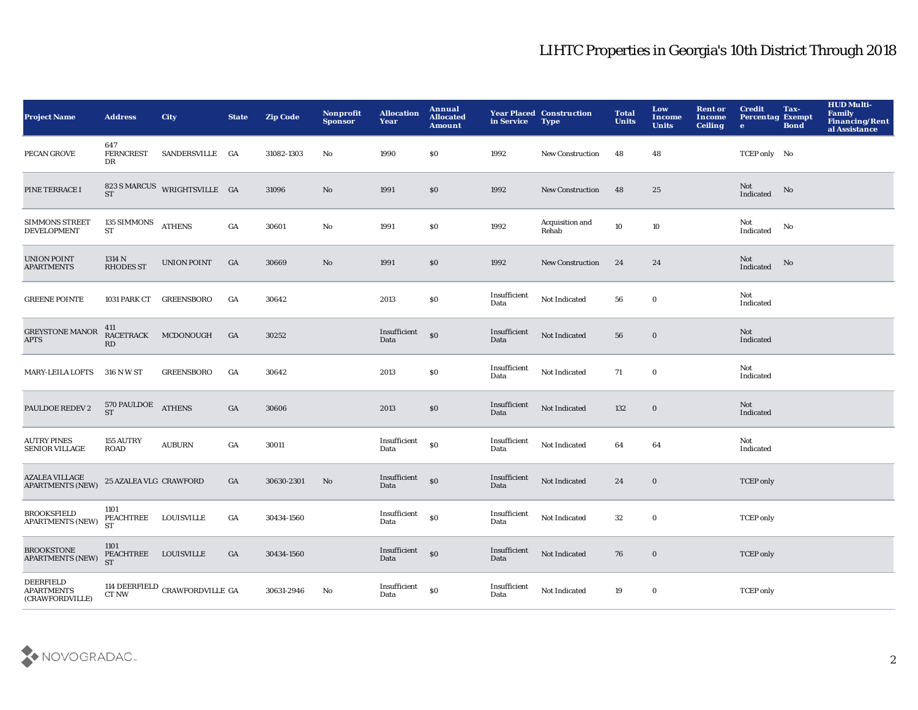# LIHTC Properties in Georgia's 10th District Through 2018

| Project Name | Address | City | State | Zip Code | Nonprofit Sponsor | Allocation Year | Annual Allocated Amount | Year Placed in Service | Construction Type | Total Units | Low Income Units | Rent or Income Ceiling | Credit Percentage | Tax-Exempt Bond | HUD Multi-Family Financing/Rental Assistance |
|---|---|---|---|---|---|---|---|---|---|---|---|---|---|---|---|
| PECAN GROVE | 647 FERNCREST DR | SANDERSVILLE | GA | 31082-1303 | No | 1990 | $0 | 1992 | New Construction | 48 | 48 | | TCEP only | No | |
| PINE TERRACE I | 823 S MARCUS ST | WRIGHTSVILLE | GA | 31096 | No | 1991 | $0 | 1992 | New Construction | 48 | 25 | | Not Indicated | No | |
| SIMMONS STREET DEVELOPMENT | 135 SIMMONS ST | ATHENS | GA | 30601 | No | 1991 | $0 | 1992 | Acquisition and Rehab | 10 | 10 | | Not Indicated | No | |
| UNION POINT APARTMENTS | 1314 N RHODES ST | UNION POINT | GA | 30669 | No | 1991 | $0 | 1992 | New Construction | 24 | 24 | | Not Indicated | No | |
| GREENE POINTE | 1031 PARK CT | GREENSBORO | GA | 30642 | | 2013 | $0 | Insufficient Data | Not Indicated | 56 | 0 | | Not Indicated | | |
| GREYSTONE MANOR APTS | 411 RACETRACK RD | MCDONOUGH | GA | 30252 | | Insufficient Data | $0 | Insufficient Data | Not Indicated | 56 | 0 | | Not Indicated | | |
| MARY-LEILA LOFTS | 316 N W ST | GREENSBORO | GA | 30642 | | 2013 | $0 | Insufficient Data | Not Indicated | 71 | 0 | | Not Indicated | | |
| PAULDOE REDEV 2 | 570 PAULDOE ST | ATHENS | GA | 30606 | | 2013 | $0 | Insufficient Data | Not Indicated | 132 | 0 | | Not Indicated | | |
| AUTRY PINES SENIOR VILLAGE | 155 AUTRY ROAD | AUBURN | GA | 30011 | | Insufficient Data | $0 | Insufficient Data | Not Indicated | 64 | 64 | | Not Indicated | | |
| AZALEA VILLAGE APARTMENTS (NEW) | 25 AZALEA VLG | CRAWFORD | GA | 30630-2301 | No | Insufficient Data | $0 | Insufficient Data | Not Indicated | 24 | 0 | | TCEP only | | |
| BROOKSFIELD APARTMENTS (NEW) | 1101 PEACHTREE ST | LOUISVILLE | GA | 30434-1560 | | Insufficient Data | $0 | Insufficient Data | Not Indicated | 32 | 0 | | TCEP only | | |
| BROOKSTONE APARTMENTS (NEW) | 1101 PEACHTREE ST | LOUISVILLE | GA | 30434-1560 | | Insufficient Data | $0 | Insufficient Data | Not Indicated | 76 | 0 | | TCEP only | | |
| DEERFIELD APARTMENTS (CRAWFORDVILLE) | 114 DEERFIELD CT NW | CRAWFORDVILLE | GA | 30631-2946 | No | Insufficient Data | $0 | Insufficient Data | Not Indicated | 19 | 0 | | TCEP only | | |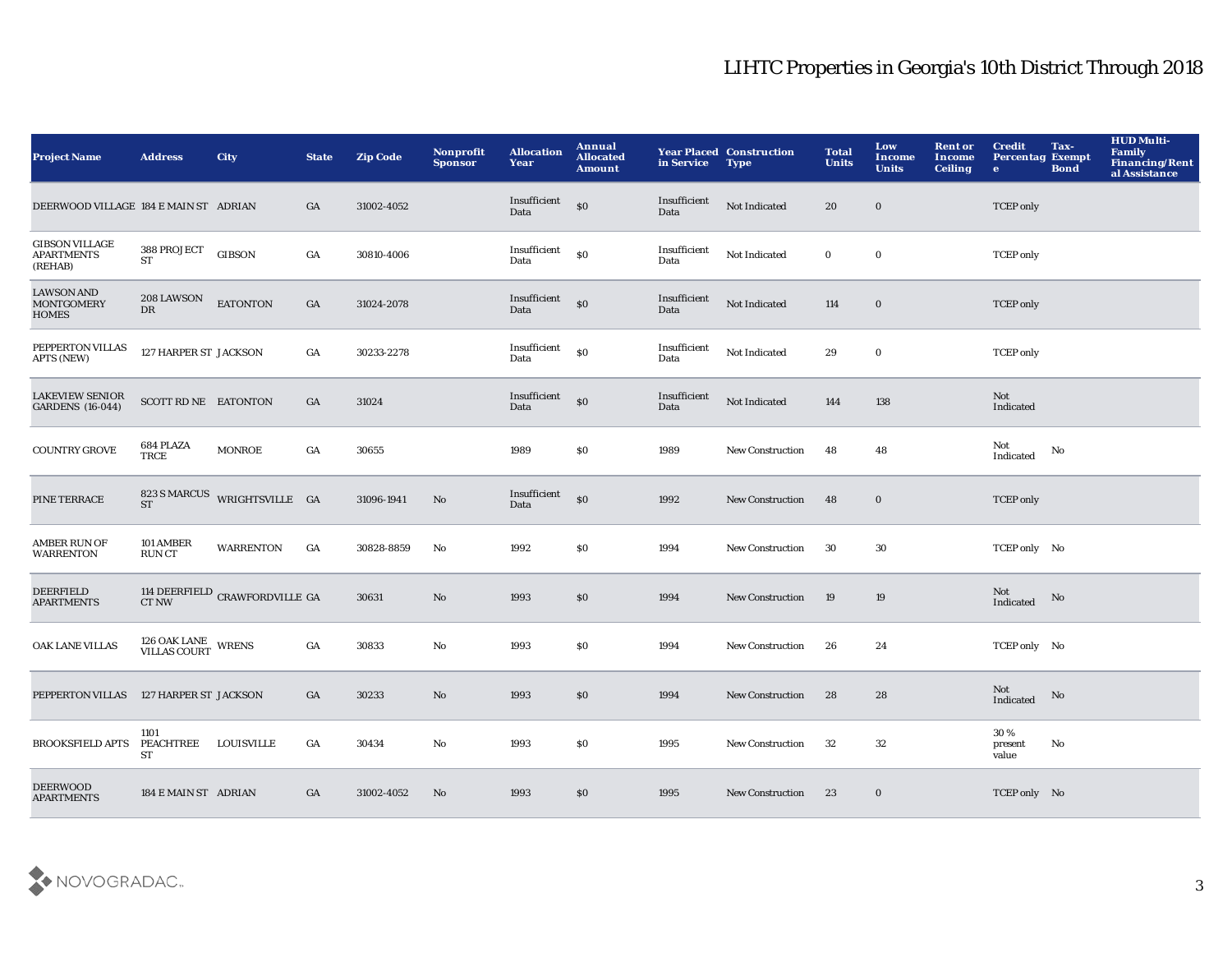# LIHTC Properties in Georgia's 10th District Through 2018

| Project Name | Address | City | State | Zip Code | Nonprofit Sponsor | Allocation Year | Annual Allocated Amount | Year Placed in Service | Construction Type | Total Units | Low Income Units | Rent or Income Ceiling | Credit Percentage | Tax-Exempt Bond | HUD Multi-Family Financing/Rental Assistance |
|---|---|---|---|---|---|---|---|---|---|---|---|---|---|---|---|
| DEERWOOD VILLAGE | 184 E MAIN ST | ADRIAN | GA | 31002-4052 | | Insufficient Data | $0 | Insufficient Data | Not Indicated | 20 | 0 | | TCEP only | | |
| GIBSON VILLAGE APARTMENTS (REHAB) | 388 PROJECT ST | GIBSON | GA | 30810-4006 | | Insufficient Data | $0 | Insufficient Data | Not Indicated | 0 | 0 | | TCEP only | | |
| LAWSON AND MONTGOMERY HOMES | 208 LAWSON DR | EATONTON | GA | 31024-2078 | | Insufficient Data | $0 | Insufficient Data | Not Indicated | 114 | 0 | | TCEP only | | |
| PEPPERTON VILLAS APTS (NEW) | 127 HARPER ST | JACKSON | GA | 30233-2278 | | Insufficient Data | $0 | Insufficient Data | Not Indicated | 29 | 0 | | TCEP only | | |
| LAKEVIEW SENIOR GARDENS (16-044) | SCOTT RD NE | EATONTON | GA | 31024 | | Insufficient Data | $0 | Insufficient Data | Not Indicated | 144 | 138 | | Not Indicated | | |
| COUNTRY GROVE | 684 PLAZA TRCE | MONROE | GA | 30655 | | 1989 | $0 | 1989 | New Construction | 48 | 48 | | Not Indicated | No | |
| PINE TERRACE | 823 S MARCUS ST | WRIGHTSVILLE | GA | 31096-1941 | No | Insufficient Data | $0 | 1992 | New Construction | 48 | 0 | | TCEP only | | |
| AMBER RUN OF WARRENTON | 101 AMBER RUN CT | WARRENTON | GA | 30828-8859 | No | 1992 | $0 | 1994 | New Construction | 30 | 30 | | TCEP only | No | |
| DEERFIELD APARTMENTS | 114 DEERFIELD CT NW | CRAWFORDVILLE | GA | 30631 | No | 1993 | $0 | 1994 | New Construction | 19 | 19 | | Not Indicated | No | |
| OAK LANE VILLAS | 126 OAK LANE VILLAS COURT | WRENS | GA | 30833 | No | 1993 | $0 | 1994 | New Construction | 26 | 24 | | TCEP only | No | |
| PEPPERTON VILLAS | 127 HARPER ST | JACKSON | GA | 30233 | No | 1993 | $0 | 1994 | New Construction | 28 | 28 | | Not Indicated | No | |
| BROOKSFIELD APTS | 1101 PEACHTREE ST | LOUISVILLE | GA | 30434 | No | 1993 | $0 | 1995 | New Construction | 32 | 32 | | 30 % present value | No | |
| DEERWOOD APARTMENTS | 184 E MAIN ST | ADRIAN | GA | 31002-4052 | No | 1993 | $0 | 1995 | New Construction | 23 | 0 | | TCEP only | No | |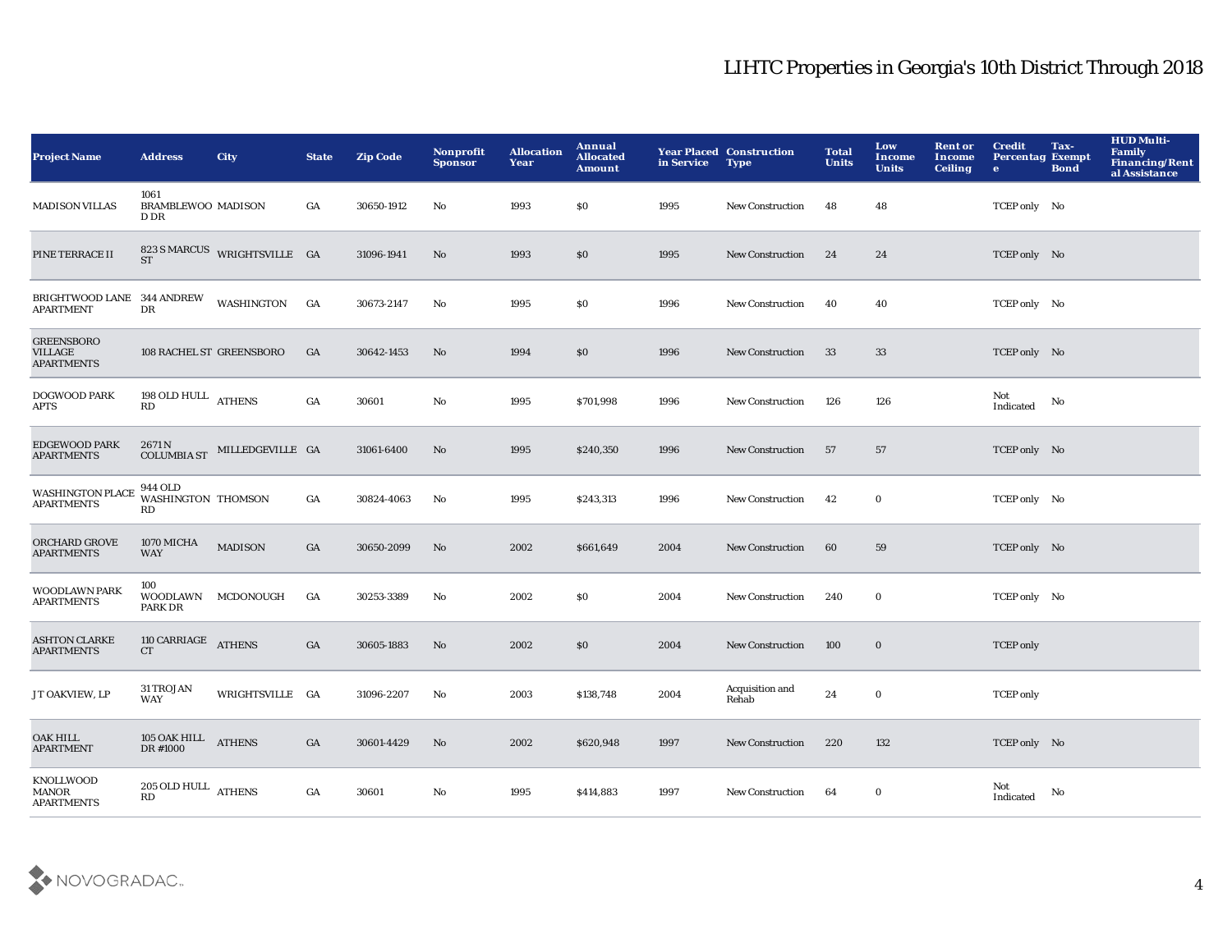# LIHTC Properties in Georgia's 10th District Through 2018

| Project Name | Address | City | State | Zip Code | Nonprofit Sponsor | Allocation Year | Annual Allocated Amount | Year Placed in Service | Construction Type | Total Units | Low Income Units | Rent or Income Ceiling | Credit Percentage | Tax-Exempt Bond | HUD Multi-Family Financing/Rental Assistance |
|---|---|---|---|---|---|---|---|---|---|---|---|---|---|---|---|
| MADISON VILLAS | 1061 BRAMBLEWOOD DR | MADISON | GA | 30650-1912 | No | 1993 | $0 | 1995 | New Construction | 48 | 48 | | TCEP only | No | |
| PINE TERRACE II | 823 S MARCUS ST | WRIGHTSVILLE | GA | 31096-1941 | No | 1993 | $0 | 1995 | New Construction | 24 | 24 | | TCEP only | No | |
| BRIGHTWOOD LANE APARTMENT | 344 ANDREW DR | WASHINGTON | GA | 30673-2147 | No | 1995 | $0 | 1996 | New Construction | 40 | 40 | | TCEP only | No | |
| GREENSBORO VILLAGE APARTMENTS | 108 RACHEL ST | GREENSBORO | GA | 30642-1453 | No | 1994 | $0 | 1996 | New Construction | 33 | 33 | | TCEP only | No | |
| DOGWOOD PARK APTS | 198 OLD HULL RD | ATHENS | GA | 30601 | No | 1995 | $701,998 | 1996 | New Construction | 126 | 126 | | Not Indicated | No | |
| EDGEWOOD PARK APARTMENTS | 2671 N COLUMBIA ST | MILLEDGEVILLE | GA | 31061-6400 | No | 1995 | $240,350 | 1996 | New Construction | 57 | 57 | | TCEP only | No | |
| WASHINGTON PLACE APARTMENTS | 944 OLD WASHINGTON RD | THOMSON | GA | 30824-4063 | No | 1995 | $243,313 | 1996 | New Construction | 42 | 0 | | TCEP only | No | |
| ORCHARD GROVE APARTMENTS | 1070 MICHA WAY | MADISON | GA | 30650-2099 | No | 2002 | $661,649 | 2004 | New Construction | 60 | 59 | | TCEP only | No | |
| WOODLAWN PARK APARTMENTS | 100 WOODLAWN PARK DR | MCDONOUGH | GA | 30253-3389 | No | 2002 | $0 | 2004 | New Construction | 240 | 0 | | TCEP only | No | |
| ASHTON CLARKE APARTMENTS | 110 CARRIAGE CT | ATHENS | GA | 30605-1883 | No | 2002 | $0 | 2004 | New Construction | 100 | 0 | | TCEP only | | |
| J T OAKVIEW, LP | 31 TROJAN WAY | WRIGHTSVILLE | GA | 31096-2207 | No | 2003 | $138,748 | 2004 | Acquisition and Rehab | 24 | 0 | | TCEP only | | |
| OAK HILL APARTMENT | 105 OAK HILL DR #1000 | ATHENS | GA | 30601-4429 | No | 2002 | $620,948 | 1997 | New Construction | 220 | 132 | | TCEP only | No | |
| KNOLLWOOD MANOR APARTMENTS | 205 OLD HULL RD | ATHENS | GA | 30601 | No | 1995 | $414,883 | 1997 | New Construction | 64 | 0 | | Not Indicated | No | |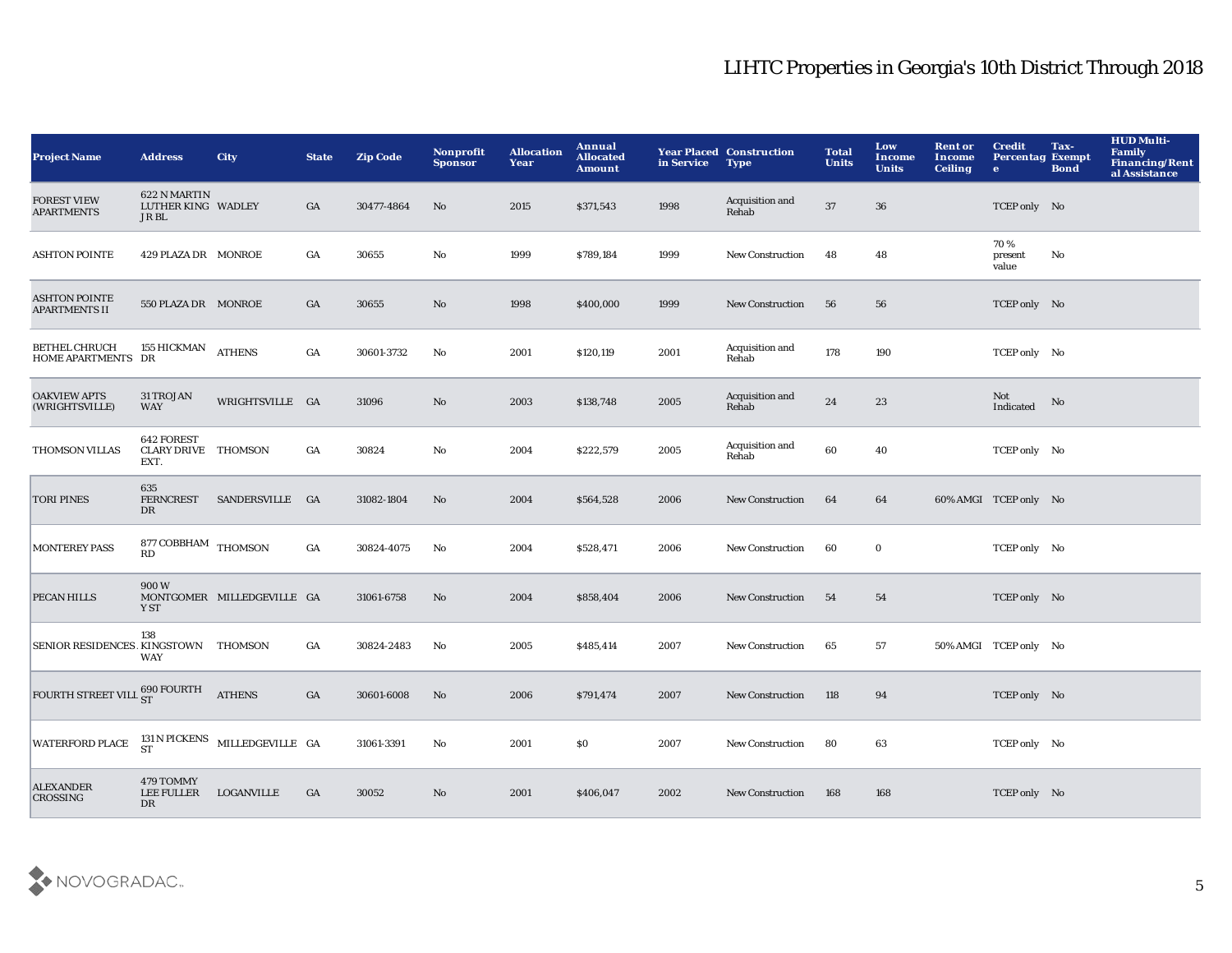# LIHTC Properties in Georgia's 10th District Through 2018

| Project Name | Address | City | State | Zip Code | Nonprofit Sponsor | Allocation Year | Annual Allocated Amount | Year Placed in Service | Construction Type | Total Units | Low Income Units | Rent or Income Ceiling | Credit Percentage | Tax-Exempt Bond | HUD Multi-Family Financing/Rental Assistance |
|---|---|---|---|---|---|---|---|---|---|---|---|---|---|---|---|
| FOREST VIEW APARTMENTS | 622 N MARTIN LUTHER KING JR BL | WADLEY | GA | 30477-4864 | No | 2015 | $371,543 | 1998 | Acquisition and Rehab | 37 | 36 | | TCEP only | No | |
| ASHTON POINTE | 429 PLAZA DR | MONROE | GA | 30655 | No | 1999 | $789,184 | 1999 | New Construction | 48 | 48 | | 70 % present value | No | |
| ASHTON POINTE APARTMENTS II | 550 PLAZA DR | MONROE | GA | 30655 | No | 1998 | $400,000 | 1999 | New Construction | 56 | 56 | | TCEP only | No | |
| BETHEL CHRUCH HOME APARTMENTS | 155 HICKMAN DR | ATHENS | GA | 30601-3732 | No | 2001 | $120,119 | 2001 | Acquisition and Rehab | 178 | 190 | | TCEP only | No | |
| OAKVIEW APTS (WRIGHTSVILLE) | 31 TROJAN WAY | WRIGHTSVILLE | GA | 31096 | No | 2003 | $138,748 | 2005 | Acquisition and Rehab | 24 | 23 | | Not Indicated | No | |
| THOMSON VILLAS | 642 FOREST CLARY DRIVE EXT. | THOMSON | GA | 30824 | No | 2004 | $222,579 | 2005 | Acquisition and Rehab | 60 | 40 | | TCEP only | No | |
| TORI PINES | 635 FERNCREST DR | SANDERSVILLE | GA | 31082-1804 | No | 2004 | $564,528 | 2006 | New Construction | 64 | 64 | 60% AMGI | TCEP only | No | |
| MONTEREY PASS | 877 COBBHAM RD | THOMSON | GA | 30824-4075 | No | 2004 | $528,471 | 2006 | New Construction | 60 | 0 | | TCEP only | No | |
| PECAN HILLS | 900 W MONTGOMERY ST | MILLEDGEVILLE | GA | 31061-6758 | No | 2004 | $858,404 | 2006 | New Construction | 54 | 54 | | TCEP only | No | |
| SENIOR RESIDENCES . | 138 KINGSTOWN WAY | THOMSON | GA | 30824-2483 | No | 2005 | $485,414 | 2007 | New Construction | 65 | 57 | 50% AMGI | TCEP only | No | |
| FOURTH STREET VILL | 690 FOURTH ST | ATHENS | GA | 30601-6008 | No | 2006 | $791,474 | 2007 | New Construction | 118 | 94 | | TCEP only | No | |
| WATERFORD PLACE | 131 N PICKENS ST | MILLEDGEVILLE | GA | 31061-3391 | No | 2001 | $0 | 2007 | New Construction | 80 | 63 | | TCEP only | No | |
| ALEXANDER CROSSING | 479 TOMMY LEE FULLER DR | LOGANVILLE | GA | 30052 | No | 2001 | $406,047 | 2002 | New Construction | 168 | 168 | | TCEP only | No | |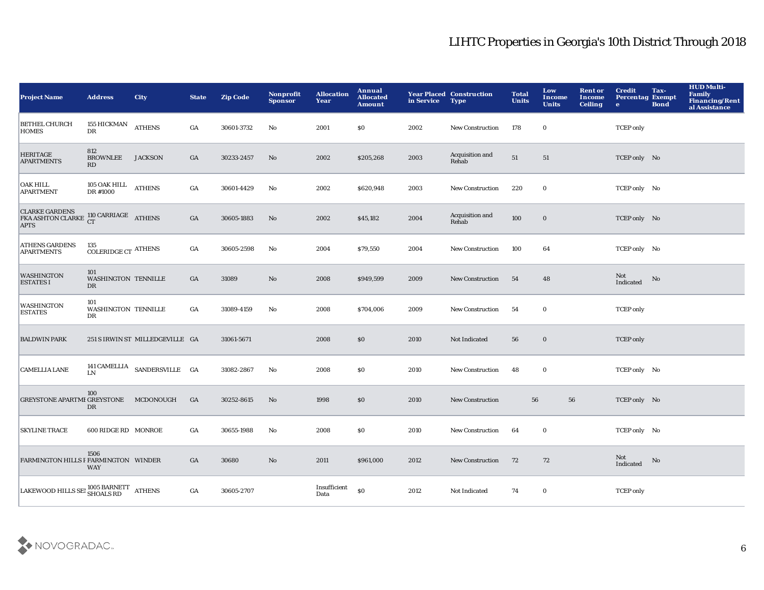# LIHTC Properties in Georgia's 10th District Through 2018

| Project Name | Address | City | State | Zip Code | Nonprofit Sponsor | Allocation Year | Annual Allocated Amount | Year Placed in Service | Construction Type | Total Units | Low Income Units | Rent or Income Ceiling | Credit Percentage | Tax-Exempt Bond | HUD Multi-Family Financing/Rental Assistance |
|---|---|---|---|---|---|---|---|---|---|---|---|---|---|---|---|
| BETHEL CHURCH HOMES | 155 HICKMAN DR | ATHENS | GA | 30601-3732 | No | 2001 | $0 | 2002 | New Construction | 178 | 0 | | TCEP only | | |
| HERITAGE APARTMENTS | 812 BROWNLEE RD | JACKSON | GA | 30233-2457 | No | 2002 | $205,268 | 2003 | Acquisition and Rehab | 51 | 51 | | TCEP only | No | |
| OAK HILL APARTMENT | 105 OAK HILL DR #1000 | ATHENS | GA | 30601-4429 | No | 2002 | $620,948 | 2003 | New Construction | 220 | 0 | | TCEP only | No | |
| CLARKE GARDENS FKA ASHTON CLARKE APTS | 110 CARRIAGE CT | ATHENS | GA | 30605-1883 | No | 2002 | $45,182 | 2004 | Acquisition and Rehab | 100 | 0 | | TCEP only | No | |
| ATHENS GARDENS APARTMENTS | 135 COLERIDGE CT | ATHENS | GA | 30605-2598 | No | 2004 | $79,550 | 2004 | New Construction | 100 | 64 | | TCEP only | No | |
| WASHINGTON ESTATES I | 101 WASHINGTON DR | TENNILLE | GA | 31089 | No | 2008 | $949,599 | 2009 | New Construction | 54 | 48 | | Not Indicated | No | |
| WASHINGTON ESTATES | 101 WASHINGTON DR | TENNILLE | GA | 31089-4159 | No | 2008 | $704,006 | 2009 | New Construction | 54 | 0 | | TCEP only | | |
| BALDWIN PARK | 251 S IRWIN ST | MILLEDGEVILLE | GA | 31061-5671 | | 2008 | $0 | 2010 | Not Indicated | 56 | 0 | | TCEP only | | |
| CAMELLIA LANE | 141 CAMELLIA LN | SANDERSVILLE | GA | 31082-2867 | No | 2008 | $0 | 2010 | New Construction | 48 | 0 | | TCEP only | No | |
| GREYSTONE APARTME | 100 GREYSTONE DR | MCDONOUGH | GA | 30252-8615 | No | 1998 | $0 | 2010 | New Construction | 56 | 56 | | TCEP only | No | |
| SKYLINE TRACE | 600 RIDGE RD | MONROE | GA | 30655-1988 | No | 2008 | $0 | 2010 | New Construction | 64 | 0 | | TCEP only | No | |
| FARMINGTON HILLS I | 1506 FARMINGTON WAY | WINDER | GA | 30680 | No | 2011 | $961,000 | 2012 | New Construction | 72 | 72 | | Not Indicated | No | |
| LAKEWOOD HILLS SEI | 1005 BARNETT SHOALS RD | ATHENS | GA | 30605-2707 | | Insufficient Data | $0 | 2012 | Not Indicated | 74 | 0 | | TCEP only | | |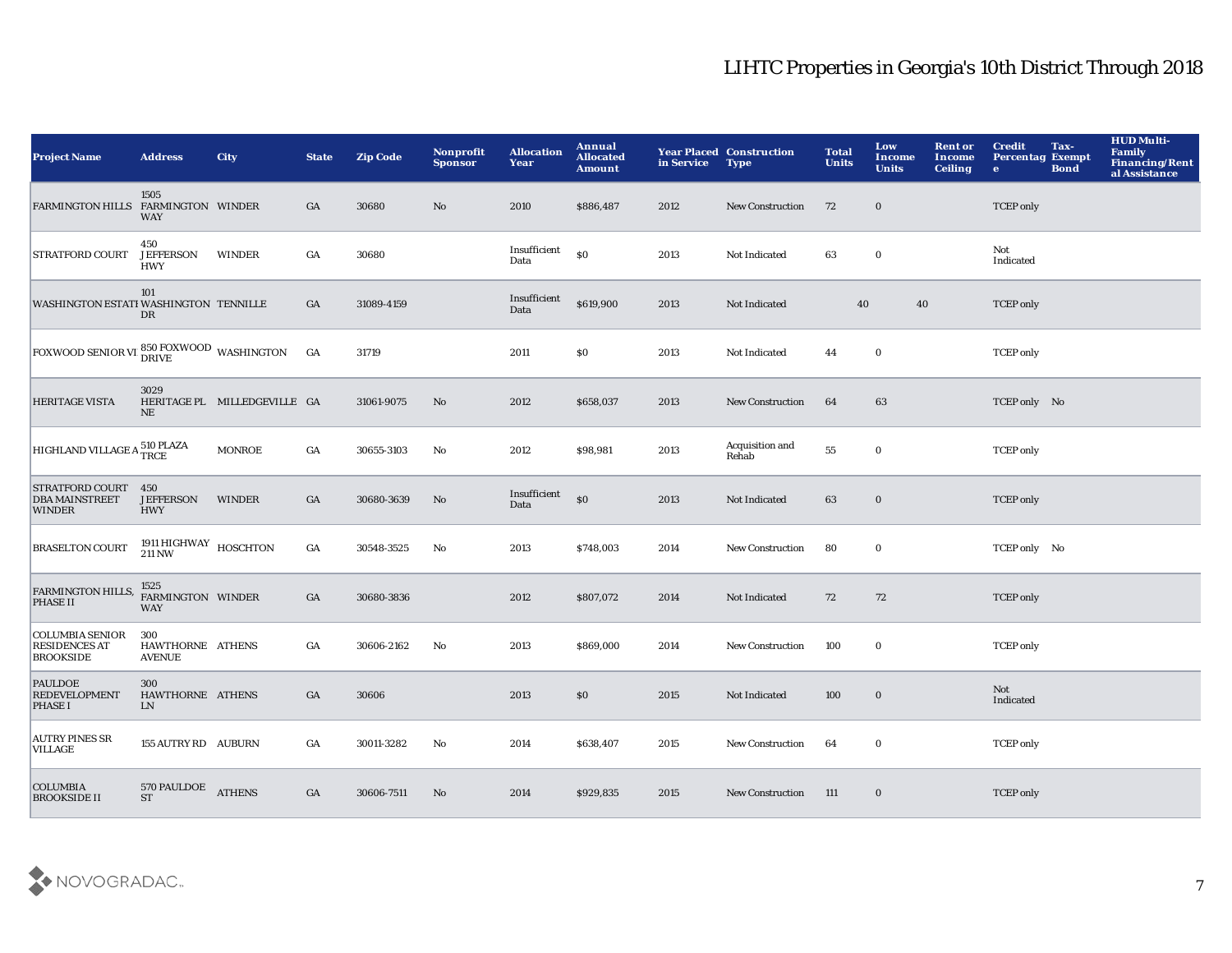# LIHTC Properties in Georgia's 10th District Through 2018

| Project Name | Address | City | State | Zip Code | Nonprofit Sponsor | Allocation Year | Annual Allocated Amount | Year Placed in Service | Construction Type | Total Units | Low Income Units | Rent or Income Ceiling | Credit Percentage | Tax-Exempt Bond | HUD Multi-Family Financing/Rental Assistance |
|---|---|---|---|---|---|---|---|---|---|---|---|---|---|---|---|
| FARMINGTON HILLS | 1505 FARMINGTON WAY | WINDER | GA | 30680 | No | 2010 | $886,487 | 2012 | New Construction | 72 | 0 | | TCEP only | | |
| STRATFORD COURT | 450 JEFFERSON HWY | WINDER | GA | 30680 | | Insufficient Data | $0 | 2013 | Not Indicated | 63 | 0 | | Not Indicated | | |
| WASHINGTON ESTATI | 101 WASHINGTON DR | TENNILLE | GA | 31089-4159 | | Insufficient Data | $619,900 | 2013 | Not Indicated | 40 | 40 | | TCEP only | | |
| FOXWOOD SENIOR VI | 850 FOXWOOD DRIVE | WASHINGTON | GA | 31719 | | 2011 | $0 | 2013 | Not Indicated | 44 | 0 | | TCEP only | | |
| HERITAGE VISTA | 3029 HERITAGE PL NE | MILLEDGEVILLE | GA | 31061-9075 | No | 2012 | $658,037 | 2013 | New Construction | 64 | 63 | | TCEP only | No | |
| HIGHLAND VILLAGE A | 510 PLAZA TRCE | MONROE | GA | 30655-3103 | No | 2012 | $98,981 | 2013 | Acquisition and Rehab | 55 | 0 | | TCEP only | | |
| STRATFORD COURT DBA MAINSTREET WINDER | 450 JEFFERSON HWY | WINDER | GA | 30680-3639 | No | Insufficient Data | $0 | 2013 | Not Indicated | 63 | 0 | | TCEP only | | |
| BRASELTON COURT | 1911 HIGHWAY 211 NW | HOSCHTON | GA | 30548-3525 | No | 2013 | $748,003 | 2014 | New Construction | 80 | 0 | | TCEP only | No | |
| FARMINGTON HILLS, PHASE II | 1525 FARMINGTON WAY | WINDER | GA | 30680-3836 | | 2012 | $807,072 | 2014 | Not Indicated | 72 | 72 | | TCEP only | | |
| COLUMBIA SENIOR RESIDENCES AT BROOKSIDE | 300 HAWTHORNE AVENUE | ATHENS | GA | 30606-2162 | No | 2013 | $869,000 | 2014 | New Construction | 100 | 0 | | TCEP only | | |
| PAULDOE REDEVELOPMENT PHASE I | 300 HAWTHORNE LN | ATHENS | GA | 30606 | | 2013 | $0 | 2015 | Not Indicated | 100 | 0 | | Not Indicated | | |
| AUTRY PINES SR VILLAGE | 155 AUTRY RD | AUBURN | GA | 30011-3282 | No | 2014 | $638,407 | 2015 | New Construction | 64 | 0 | | TCEP only | | |
| COLUMBIA BROOKSIDE II | 570 PAULDOE ST | ATHENS | GA | 30606-7511 | No | 2014 | $929,835 | 2015 | New Construction | 111 | 0 | | TCEP only | | |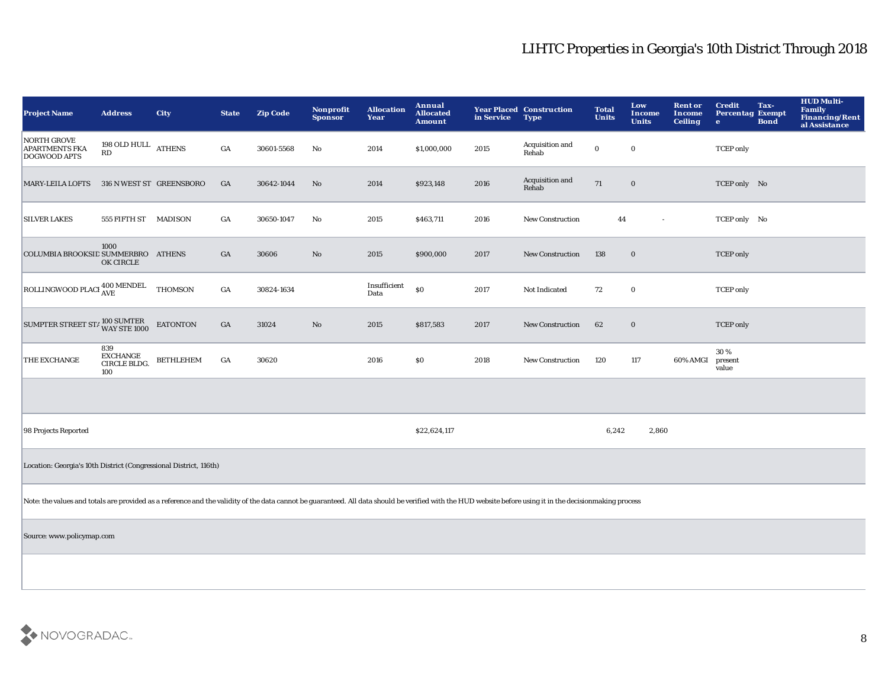## LIHTC Properties in Georgia's 10th District Through 2018

| Project Name | Address | City | State | Zip Code | Nonprofit Sponsor | Allocation Year | Annual Allocated Amount | Year Placed in Service | Construction Type | Total Units | Low Income Units | Rent or Income Ceiling | Credit Percentage | Tax-Exempt Bond | HUD Multi-Family Financing/Rental Assistance |
|---|---|---|---|---|---|---|---|---|---|---|---|---|---|---|---|
| NORTH GROVE APARTMENTS FKA DOGWOOD APTS | 198 OLD HULL RD | ATHENS | GA | 30601-5568 | No | 2014 | $1,000,000 | 2015 | Acquisition and Rehab | 0 | 0 | | TCEP only | | |
| MARY-LEILA LOFTS | 316 N WEST ST | GREENSBORO | GA | 30642-1044 | No | 2014 | $923,148 | 2016 | Acquisition and Rehab | 71 | 0 | | TCEP only | No | |
| SILVER LAKES | 555 FIFTH ST | MADISON | GA | 30650-1047 | No | 2015 | $463,711 | 2016 | New Construction | 44 | - | | TCEP only | No | |
| COLUMBIA BROOKSIDE | 1000 SUMMERBROOK CIRCLE | ATHENS | GA | 30606 | No | 2015 | $900,000 | 2017 | New Construction | 138 | 0 | | TCEP only | | |
| ROLLINGWOOD PLACE | 400 MENDEL AVE | THOMSON | GA | 30824-1634 | | Insufficient Data | $0 | 2017 | Not Indicated | 72 | 0 | | TCEP only | | |
| SUMPTER STREET STATION | 100 SUMTER WAY STE 1000 | EATONTON | GA | 31024 | No | 2015 | $817,583 | 2017 | New Construction | 62 | 0 | | TCEP only | | |
| THE EXCHANGE | 839 EXCHANGE CIRCLE BLDG. 100 | BETHLEHEM | GA | 30620 | | 2016 | $0 | 2018 | New Construction | 120 | 117 | 60% AMGI | 30 % present value | | |
| | | | | | | | | | | | | | | | |
| 98 Projects Reported | | | | | | | $22,624,117 | | | 6,242 | 2,860 | | | | |

Location: Georgia's 10th District (Congressional District, 116th)

Note: the values and totals are provided as a reference and the validity of the data cannot be guaranteed. All data should be verified with the HUD website before using it in the decisionmaking process

Source: www.policymap.com